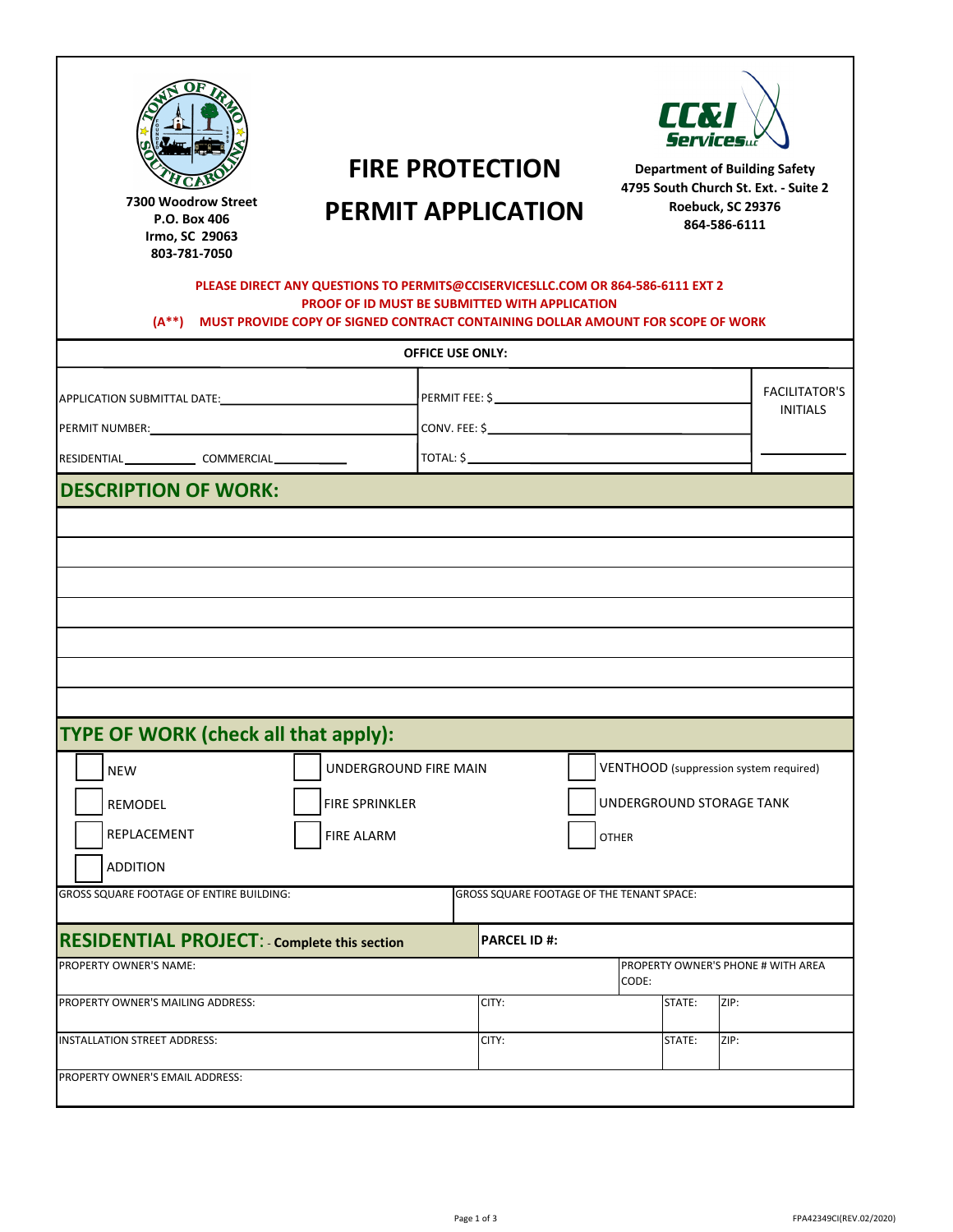7300 Woodrow Street
P.O. Box 406
Irmo, SC 29063
803-781-7050

# FIRE PROTECTION PERMIT APPLICATION

**Department of Building Safety**
**4795 South Church St. Ext. - Suite 2**
**Roebuck, SC 29376**
**864-586-6111**

**PLEASE DIRECT ANY QUESTIONS TO PERMITS@CCISERVICESLLC.COM OR 864-586-6111 EXT 2**
**PROOF OF ID MUST BE SUBMITTED WITH APPLICATION**
**(A**) MUST PROVIDE COPY OF SIGNED CONTRACT CONTAINING DOLLAR AMOUNT FOR SCOPE OF WORK**

**OFFICE USE ONLY:**

| | | |
|---|---|---|
| APPLICATION SUBMITTAL DATE: ______ | PERMIT FEE: $ ______ | FACILITATOR'S INITIALS |
| PERMIT NUMBER: ______ | CONV. FEE: $ ______ | |
| RESIDENTIAL ______ COMMERCIAL ______ | TOTAL: $ ______ | ______ |

## DESCRIPTION OF WORK:

______

______

______

______

______

______

______

## TYPE OF WORK (check all that apply):

| | | |
|---|---|---|
| ☐ NEW | ☐ UNDERGROUND FIRE MAIN | ☐ VENTHOOD (suppression system required) |
| ☐ REMODEL | ☐ FIRE SPRINKLER | ☐ UNDERGROUND STORAGE TANK |
| ☐ REPLACEMENT | ☐ FIRE ALARM | ☐ OTHER |
| ☐ ADDITION | | |

| GROSS SQUARE FOOTAGE OF ENTIRE BUILDING: | GROSS SQUARE FOOTAGE OF THE TENANT SPACE: |
|---|---|

## RESIDENTIAL PROJECT: - Complete this section

**PARCEL ID #:**

| PROPERTY OWNER'S NAME: | | | PROPERTY OWNER'S PHONE # WITH AREA CODE: |
|---|---|---|---|
| PROPERTY OWNER'S MAILING ADDRESS: | CITY: | STATE: | ZIP: |
| INSTALLATION STREET ADDRESS: | CITY: | STATE: | ZIP: |
| PROPERTY OWNER'S EMAIL ADDRESS: | | | |

FPA42349CI(REV.02/2020)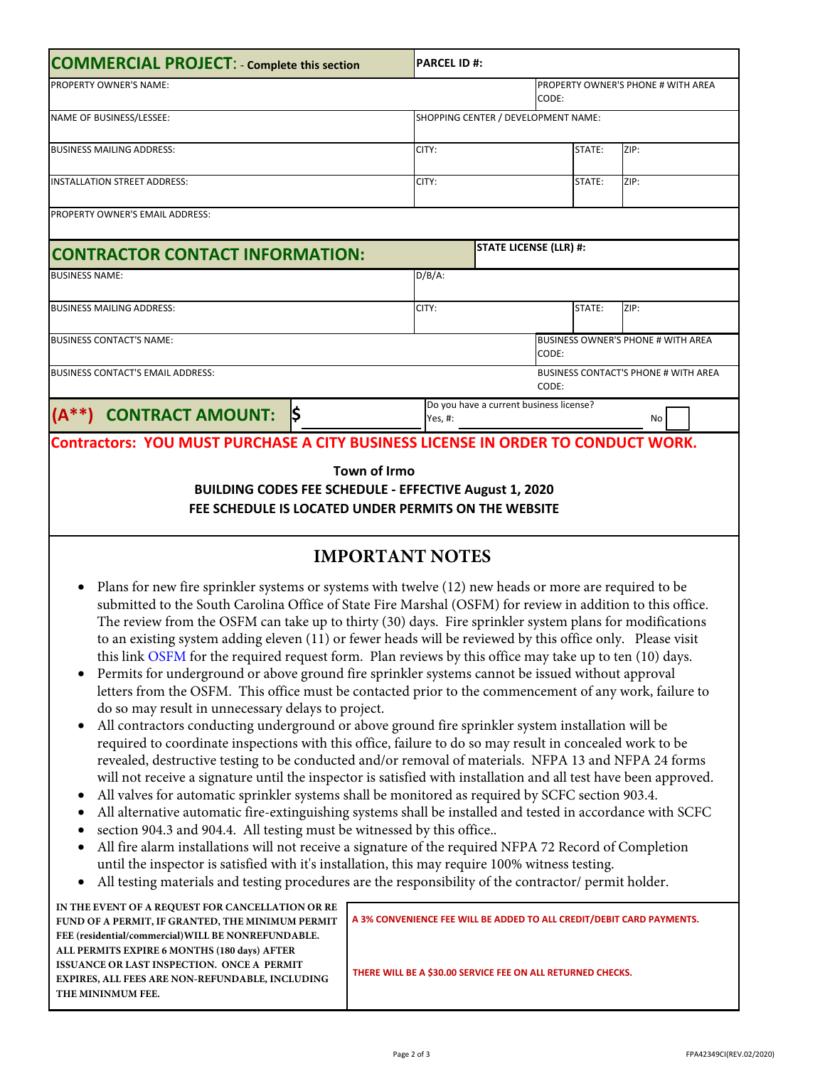| COMMERCIAL PROJECT: - Complete this section | PARCEL ID #: | | |
|---|---|---|---|
| PROPERTY OWNER'S NAME: | | PROPERTY OWNER'S PHONE # WITH AREA CODE: | |
| NAME OF BUSINESS/LESSEE: | SHOPPING CENTER / DEVELOPMENT NAME: | | |
| BUSINESS MAILING ADDRESS: | CITY: | STATE: | ZIP: |
| INSTALLATION STREET ADDRESS: | CITY: | STATE: | ZIP: |
| PROPERTY OWNER'S EMAIL ADDRESS: | | | |

| CONTRACTOR CONTACT INFORMATION: | STATE LICENSE (LLR) #: | | |
|---|---|---|---|
| BUSINESS NAME: | D/B/A: | | |
| BUSINESS MAILING ADDRESS: | CITY: | STATE: | ZIP: |
| BUSINESS CONTACT'S NAME: | | BUSINESS OWNER'S PHONE # WITH AREA CODE: | |
| BUSINESS CONTACT'S EMAIL ADDRESS: | | BUSINESS CONTACT'S PHONE # WITH AREA CODE: | |

| (A**) CONTRACT AMOUNT: | $ | Do you have a current business license? Yes, #: | No |
|---|---|---|---|

**Contractors: YOU MUST PURCHASE A CITY BUSINESS LICENSE IN ORDER TO CONDUCT WORK.**

**Town of Irmo**
**BUILDING CODES FEE SCHEDULE - EFFECTIVE August 1, 2020**
**FEE SCHEDULE IS LOCATED UNDER PERMITS ON THE WEBSITE**

## IMPORTANT NOTES

- Plans for new fire sprinkler systems or systems with twelve (12) new heads or more are required to be submitted to the South Carolina Office of State Fire Marshal (OSFM) for review in addition to this office. The review from the OSFM can take up to thirty (30) days. Fire sprinkler system plans for modifications to an existing system adding eleven (11) or fewer heads will be reviewed by this office only. Please visit this link OSFM for the required request form. Plan reviews by this office may take up to ten (10) days.
- Permits for underground or above ground fire sprinkler systems cannot be issued without approval letters from the OSFM. This office must be contacted prior to the commencement of any work, failure to do so may result in unnecessary delays to project.
- All contractors conducting underground or above ground fire sprinkler system installation will be required to coordinate inspections with this office, failure to do so may result in concealed work to be revealed, destructive testing to be conducted and/or removal of materials. NFPA 13 and NFPA 24 forms will not receive a signature until the inspector is satisfied with installation and all test have been approved.
- All valves for automatic sprinkler systems shall be monitored as required by SCFC section 903.4.
- All alternative automatic fire-extinguishing systems shall be installed and tested in accordance with SCFC
- section 904.3 and 904.4. All testing must be witnessed by this office..
- All fire alarm installations will not receive a signature of the required NFPA 72 Record of Completion until the inspector is satisfied with it's installation, this may require 100% witness testing.
- All testing materials and testing procedures are the responsibility of the contractor/ permit holder.

| IN THE EVENT OF A REQUEST FOR CANCELLATION OR RE FUND OF A PERMIT, IF GRANTED, THE MINIMUM PERMIT FEE (residential/commercial) WILL BE NONREFUNDABLE. ALL PERMITS EXPIRE 6 MONTHS (180 days) AFTER ISSUANCE OR LAST INSPECTION. ONCE A PERMIT EXPIRES, ALL FEES ARE NON-REFUNDABLE, INCLUDING THE MININMUM FEE. | A 3% CONVENIENCE FEE WILL BE ADDED TO ALL CREDIT/DEBIT CARD PAYMENTS. THERE WILL BE A $30.00 SERVICE FEE ON ALL RETURNED CHECKS. |
|---|---|

FPA42349CI(REV.02/2020)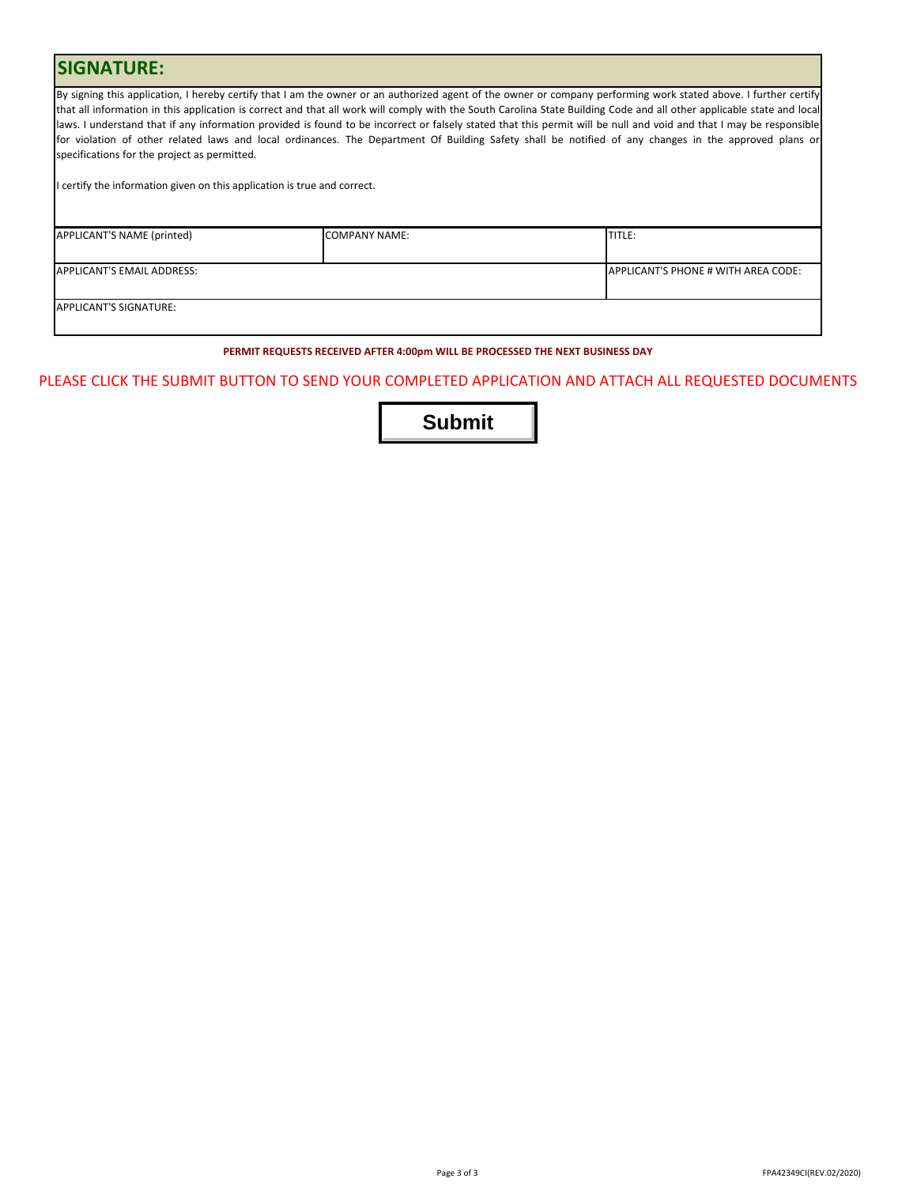## SIGNATURE:

By signing this application, I hereby certify that I am the owner or an authorized agent of the owner or company performing work stated above. I further certify that all information in this application is correct and that all work will comply with the South Carolina State Building Code and all other applicable state and local laws. I understand that if any information provided is found to be incorrect or falsely stated that this permit will be null and void and that I may be responsible for violation of other related laws and local ordinances. The Department Of Building Safety shall be notified of any changes in the approved plans or specifications for the project as permitted.

I certify the information given on this application is true and correct.

| | | |
|---|---|---|
| APPLICANT'S NAME (printed) | COMPANY NAME: | TITLE: |
| APPLICANT'S EMAIL ADDRESS: | | APPLICANT'S PHONE # WITH AREA CODE: |
| APPLICANT'S SIGNATURE: | | |

**PERMIT REQUESTS RECEIVED AFTER 4:00pm WILL BE PROCESSED THE NEXT BUSINESS DAY**

PLEASE CLICK THE SUBMIT BUTTON TO SEND YOUR COMPLETED APPLICATION AND ATTACH ALL REQUESTED DOCUMENTS

**Submit**

FPA42349CI(REV.02/2020)